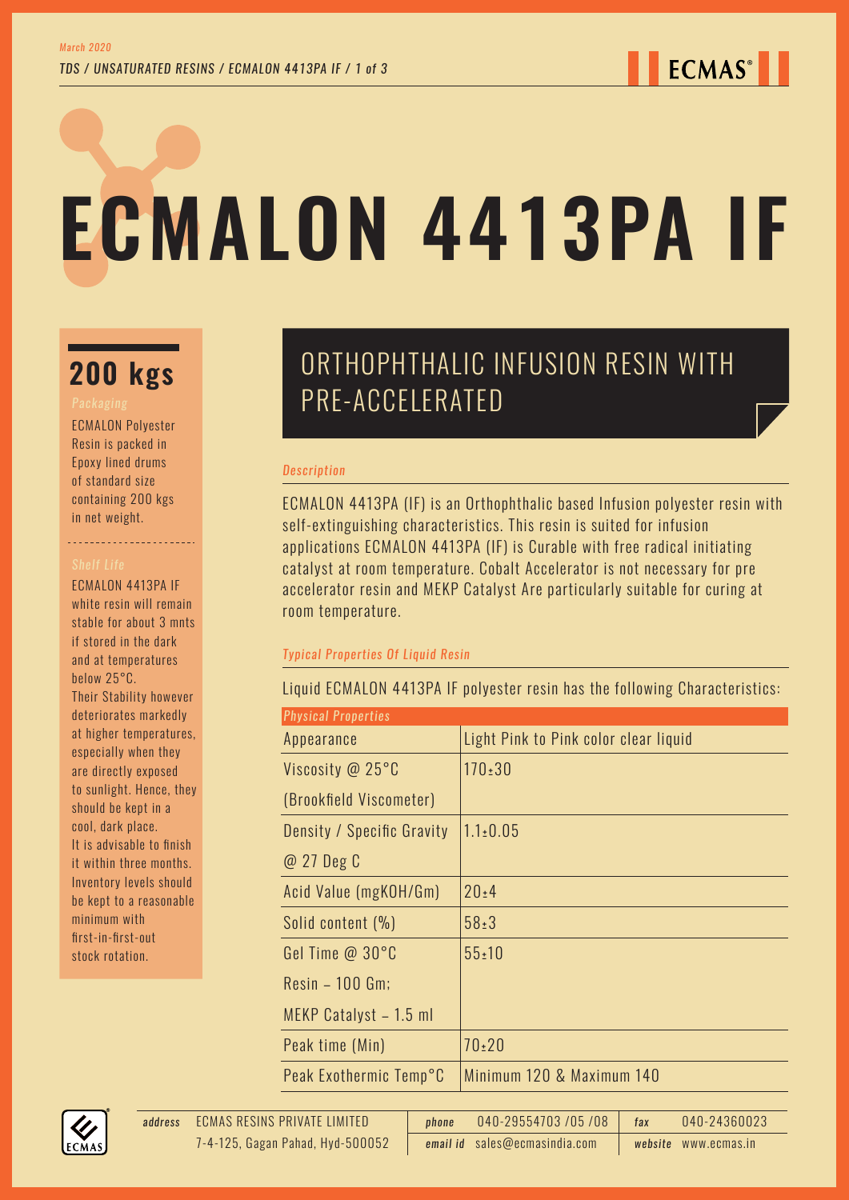# ECMALON 4413PA IF

## 200 kgs

*Packaging*

ECMALON Polyester Resin is packed in Epoxy lined drums of standard size containing 200 kgs in net weight.

*Shelf Life*

ECMALON 4413PA IF white resin will remain stable for about 3 mnts if stored in the dark and at temperatures below 25°C. Their Stability however deteriorates markedly at higher temperatures, especially when they are directly exposed to sunlight. Hence, they should be kept in a cool, dark place. It is advisable to finish it within three months. Inventory levels should be kept to a reasonable minimum with first-in-first-out stock rotation.

## ORTHOPHTHALIC INFUSION RESIN WITH PRE-ACCELERATED

*Description*

ECMALON 4413PA (IF) is an Orthophthalic based Infusion polyester resin with self-extinguishing characteristics. This resin is suited for infusion applications ECMALON 4413PA (IF) is Curable with free radical initiating catalyst at room temperature. Cobalt Accelerator is not necessary for pre accelerator resin and MEKP Catalyst Are particularly suitable for curing at room temperature.

*Typical Properties Of Liquid Resin*

Liquid ECMALON 4413PA IF polyester resin has the following Characteristics:

| Physical Properties | |
|---|---|
| Appearance | Light Pink to Pink color clear liquid |
| Viscosity @ 25°C (Brookfield Viscometer) | 170±30 |
| Density / Specific Gravity @ 27 Deg C | 1.1±0.05 |
| Acid Value (mgKOH/Gm) | 20±4 |
| Solid content (%) | 58±3 |
| Gel Time @ 30°C Resin – 100 Gm; MEKP Catalyst – 1.5 ml | 55±10 |
| Peak time (Min) | 70±20 |
| Peak Exothermic Temp°C | Minimum 120 & Maximum 140 |

*address* ECMAS RESINS PRIVATE LIMITED, 7-4-125, Gagan Pahad, Hyd-500052
*phone* 040-29554703 /05 /08
*email id* sales@ecmasindia.com
*fax* 040-24360023
*website* www.ecmas.in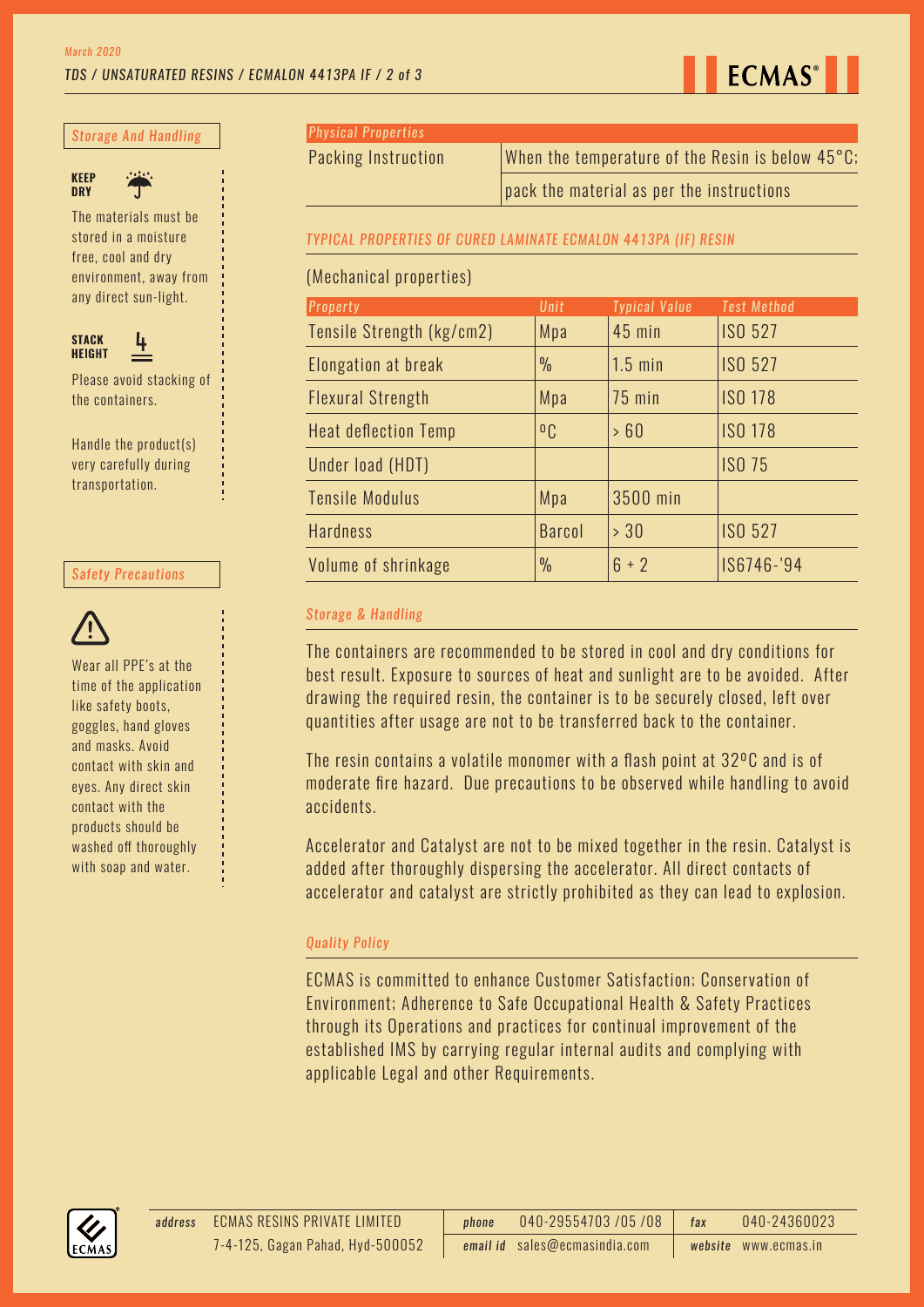## Storage And Handling

**KEEP DRY**

The materials must be stored in a moisture free, cool and dry environment, away from any direct sun-light.

**STACK HEIGHT** 4

Please avoid stacking of the containers.

Handle the product(s) very carefully during transportation.

## Safety Precautions

Wear all PPE's at the time of the application like safety boots, goggles, hand gloves and masks. Avoid contact with skin and eyes. Any direct skin contact with the products should be washed off thoroughly with soap and water.

## Physical Properties

| Packing Instruction | When the temperature of the Resin is below 45°C; |
| --- | --- |
| | pack the material as per the instructions |

### TYPICAL PROPERTIES OF CURED LAMINATE ECMALON 4413PA (IF) RESIN

(Mechanical properties)

| Property | Unit | Typical Value | Test Method |
| --- | --- | --- | --- |
| Tensile Strength (kg/cm2) | Mpa | 45 min | ISO 527 |
| Elongation at break | % | 1.5 min | ISO 527 |
| Flexural Strength | Mpa | 75 min | ISO 178 |
| Heat deflection Temp | ºC | > 60 | ISO 178 |
| Under load (HDT) | | | ISO 75 |
| Tensile Modulus | Mpa | 3500 min | |
| Hardness | Barcol | > 30 | ISO 527 |
| Volume of shrinkage | % | 6 + 2 | IS6746-'94 |

### Storage & Handling

The containers are recommended to be stored in cool and dry conditions for best result. Exposure to sources of heat and sunlight are to be avoided. After drawing the required resin, the container is to be securely closed, left over quantities after usage are not to be transferred back to the container.

The resin contains a volatile monomer with a flash point at 32ºC and is of moderate fire hazard. Due precautions to be observed while handling to avoid accidents.

Accelerator and Catalyst are not to be mixed together in the resin. Catalyst is added after thoroughly dispersing the accelerator. All direct contacts of accelerator and catalyst are strictly prohibited as they can lead to explosion.

### Quality Policy

ECMAS is committed to enhance Customer Satisfaction; Conservation of Environment; Adherence to Safe Occupational Health & Safety Practices through its Operations and practices for continual improvement of the established IMS by carrying regular internal audits and complying with applicable Legal and other Requirements.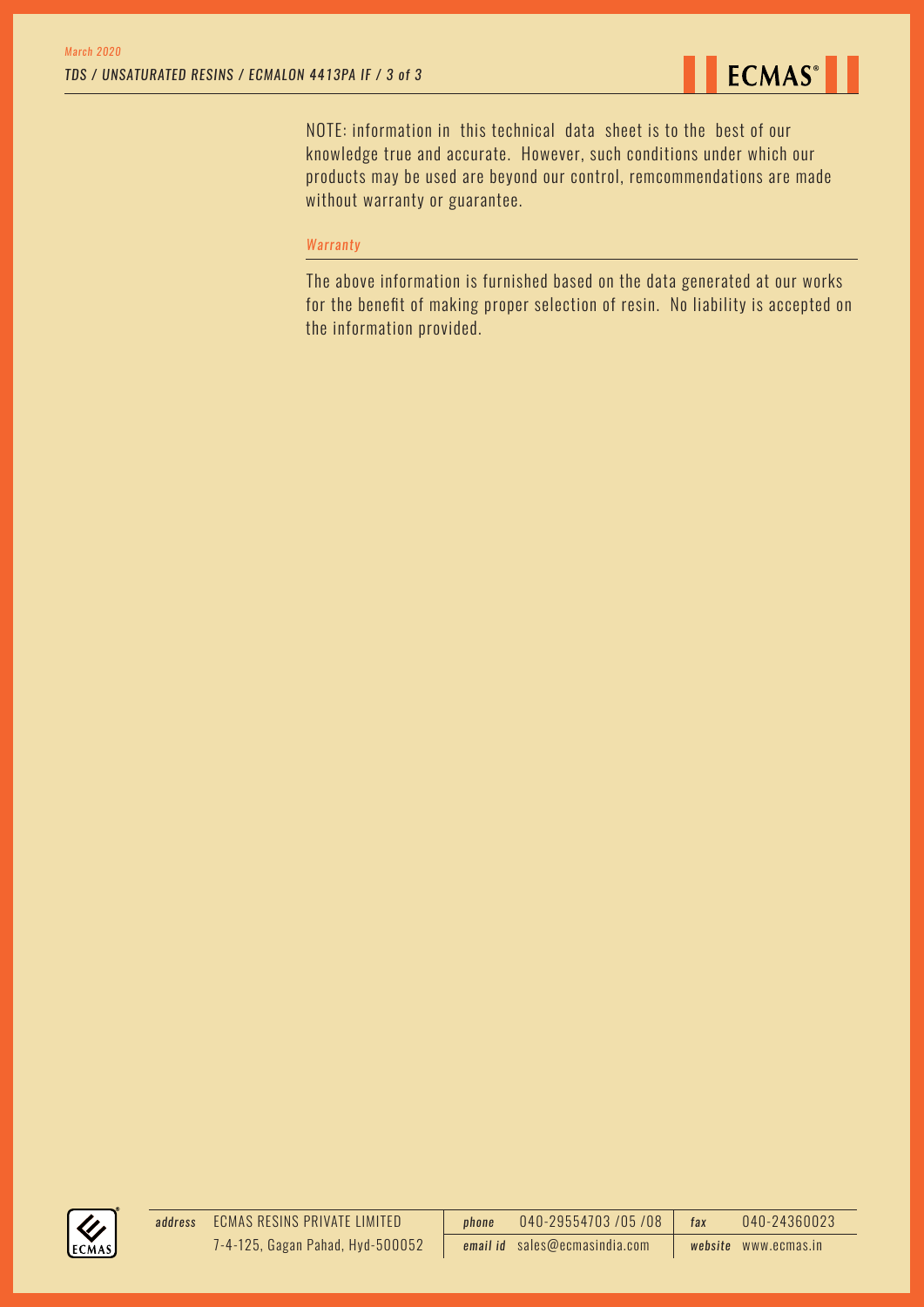NOTE: information in this technical data sheet is to the best of our knowledge true and accurate. However, such conditions under which our products may be used are beyond our control, remcommendations are made without warranty or guarantee.

## *Warranty*

The above information is furnished based on the data generated at our works for the benefit of making proper selection of resin. No liability is accepted on the information provided.